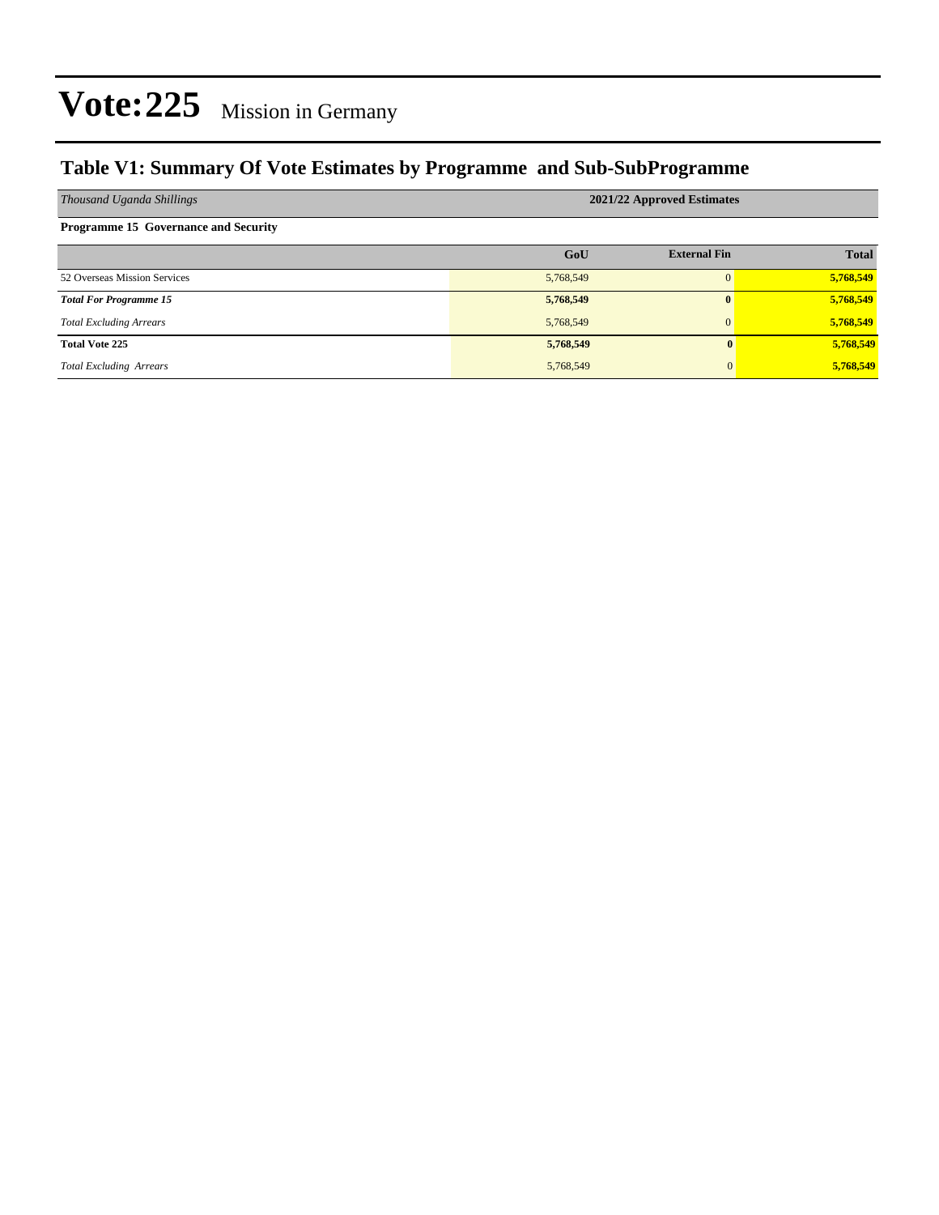# Vote:225 Mission in Germany

## Table V1: Summary Of Vote Estimates by Programme and Sub-SubProgramme

| *Thousand Uganda Shillings* | 2021/22 Approved Estimates | | |
|---|---|---|---|
| **Programme 15 Governance and Security** | | | |
| | **GoU** | **External Fin** | **Total** |
| 52 Overseas Mission Services | 5,768,549 | 0 | **5,768,549** |
| ***Total For Programme 15*** | **5,768,549** | **0** | **5,768,549** |
| *Total Excluding Arrears* | 5,768,549 | 0 | **5,768,549** |
| **Total Vote 225** | **5,768,549** | **0** | **5,768,549** |
| *Total Excluding Arrears* | 5,768,549 | 0 | **5,768,549** |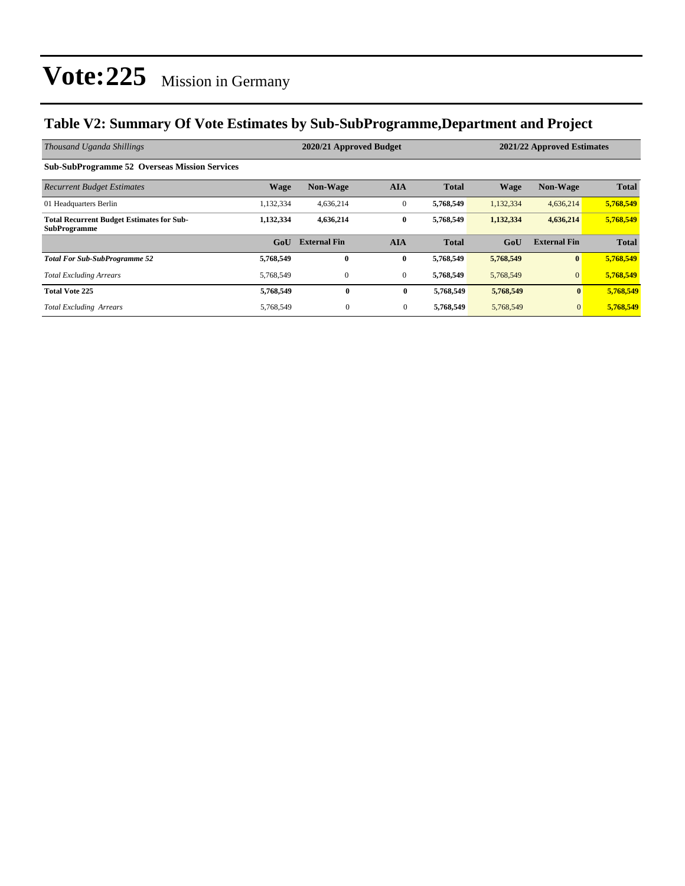# Vote:225 Mission in Germany

## Table V2: Summary Of Vote Estimates by Sub-SubProgramme,Department and Project

| *Thousand Uganda Shillings* | 2020/21 Approved Budget | | | | 2021/22 Approved Estimates | | |
|---|---|---|---|---|---|---|---|
| **Sub-SubProgramme 52 Overseas Mission Services** | | | | | | | |
| *Recurrent Budget Estimates* | **Wage** | **Non-Wage** | **AIA** | **Total** | **Wage** | **Non-Wage** | **Total** |
| 01 Headquarters Berlin | 1,132,334 | 4,636,214 | 0 | **5,768,549** | 1,132,334 | 4,636,214 | **5,768,549** |
| **Total Recurrent Budget Estimates for Sub-SubProgramme** | **1,132,334** | **4,636,214** | **0** | **5,768,549** | **1,132,334** | **4,636,214** | **5,768,549** |
| | **GoU** | **External Fin** | **AIA** | **Total** | **GoU** | **External Fin** | **Total** |
| ***Total For Sub-SubProgramme 52*** | **5,768,549** | **0** | **0** | **5,768,549** | **5,768,549** | **0** | **5,768,549** |
| *Total Excluding Arrears* | 5,768,549 | 0 | 0 | **5,768,549** | 5,768,549 | 0 | **5,768,549** |
| **Total Vote 225** | **5,768,549** | **0** | **0** | **5,768,549** | **5,768,549** | **0** | **5,768,549** |
| *Total Excluding Arrears* | 5,768,549 | 0 | 0 | **5,768,549** | 5,768,549 | 0 | **5,768,549** |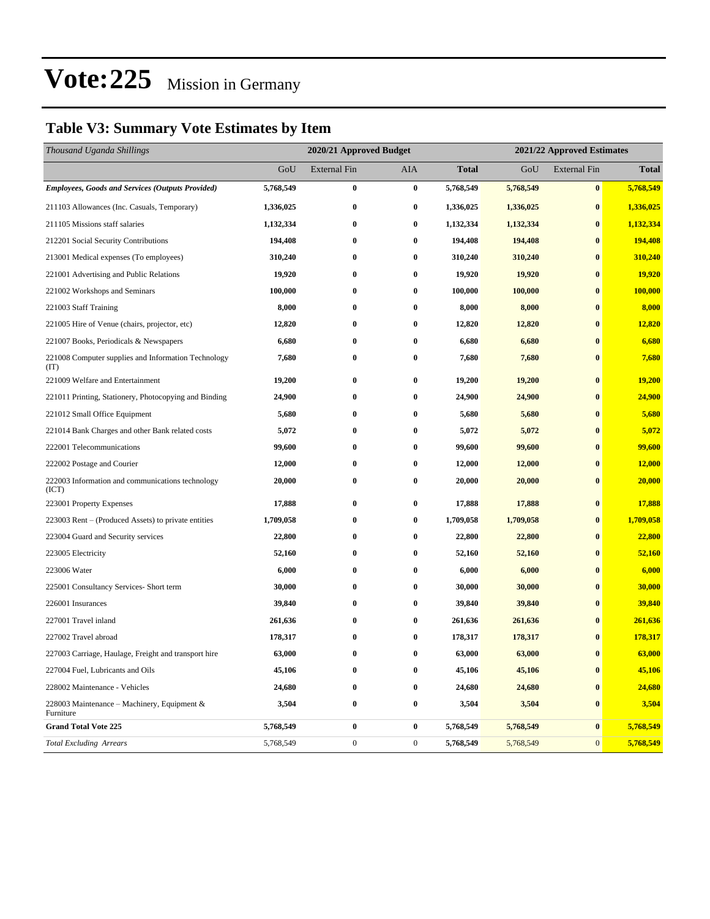# Vote:225 Mission in Germany

## Table V3: Summary Vote Estimates by Item

| *Thousand Uganda Shillings* | 2020/21 Approved Budget | | | | 2021/22 Approved Estimates | | |
|---|---|---|---|---|---|---|---|
| | GoU | External Fin | AIA | **Total** | GoU | External Fin | **Total** |
| ***Employees, Goods and Services (Outputs Provided)*** | **5,768,549** | **0** | **0** | **5,768,549** | **5,768,549** | **0** | **5,768,549** |
| 211103 Allowances (Inc. Casuals, Temporary) | **1,336,025** | **0** | **0** | **1,336,025** | **1,336,025** | **0** | **1,336,025** |
| 211105 Missions staff salaries | **1,132,334** | **0** | **0** | **1,132,334** | **1,132,334** | **0** | **1,132,334** |
| 212201 Social Security Contributions | **194,408** | **0** | **0** | **194,408** | **194,408** | **0** | **194,408** |
| 213001 Medical expenses (To employees) | **310,240** | **0** | **0** | **310,240** | **310,240** | **0** | **310,240** |
| 221001 Advertising and Public Relations | **19,920** | **0** | **0** | **19,920** | **19,920** | **0** | **19,920** |
| 221002 Workshops and Seminars | **100,000** | **0** | **0** | **100,000** | **100,000** | **0** | **100,000** |
| 221003 Staff Training | **8,000** | **0** | **0** | **8,000** | **8,000** | **0** | **8,000** |
| 221005 Hire of Venue (chairs, projector, etc) | **12,820** | **0** | **0** | **12,820** | **12,820** | **0** | **12,820** |
| 221007 Books, Periodicals & Newspapers | **6,680** | **0** | **0** | **6,680** | **6,680** | **0** | **6,680** |
| 221008 Computer supplies and Information Technology (IT) | **7,680** | **0** | **0** | **7,680** | **7,680** | **0** | **7,680** |
| 221009 Welfare and Entertainment | **19,200** | **0** | **0** | **19,200** | **19,200** | **0** | **19,200** |
| 221011 Printing, Stationery, Photocopying and Binding | **24,900** | **0** | **0** | **24,900** | **24,900** | **0** | **24,900** |
| 221012 Small Office Equipment | **5,680** | **0** | **0** | **5,680** | **5,680** | **0** | **5,680** |
| 221014 Bank Charges and other Bank related costs | **5,072** | **0** | **0** | **5,072** | **5,072** | **0** | **5,072** |
| 222001 Telecommunications | **99,600** | **0** | **0** | **99,600** | **99,600** | **0** | **99,600** |
| 222002 Postage and Courier | **12,000** | **0** | **0** | **12,000** | **12,000** | **0** | **12,000** |
| 222003 Information and communications technology (ICT) | **20,000** | **0** | **0** | **20,000** | **20,000** | **0** | **20,000** |
| 223001 Property Expenses | **17,888** | **0** | **0** | **17,888** | **17,888** | **0** | **17,888** |
| 223003 Rent – (Produced Assets) to private entities | **1,709,058** | **0** | **0** | **1,709,058** | **1,709,058** | **0** | **1,709,058** |
| 223004 Guard and Security services | **22,800** | **0** | **0** | **22,800** | **22,800** | **0** | **22,800** |
| 223005 Electricity | **52,160** | **0** | **0** | **52,160** | **52,160** | **0** | **52,160** |
| 223006 Water | **6,000** | **0** | **0** | **6,000** | **6,000** | **0** | **6,000** |
| 225001 Consultancy Services- Short term | **30,000** | **0** | **0** | **30,000** | **30,000** | **0** | **30,000** |
| 226001 Insurances | **39,840** | **0** | **0** | **39,840** | **39,840** | **0** | **39,840** |
| 227001 Travel inland | **261,636** | **0** | **0** | **261,636** | **261,636** | **0** | **261,636** |
| 227002 Travel abroad | **178,317** | **0** | **0** | **178,317** | **178,317** | **0** | **178,317** |
| 227003 Carriage, Haulage, Freight and transport hire | **63,000** | **0** | **0** | **63,000** | **63,000** | **0** | **63,000** |
| 227004 Fuel, Lubricants and Oils | **45,106** | **0** | **0** | **45,106** | **45,106** | **0** | **45,106** |
| 228002 Maintenance - Vehicles | **24,680** | **0** | **0** | **24,680** | **24,680** | **0** | **24,680** |
| 228003 Maintenance – Machinery, Equipment & Furniture | **3,504** | **0** | **0** | **3,504** | **3,504** | **0** | **3,504** |
| **Grand Total Vote 225** | **5,768,549** | **0** | **0** | **5,768,549** | **5,768,549** | **0** | **5,768,549** |
| *Total Excluding Arrears* | 5,768,549 | 0 | 0 | **5,768,549** | 5,768,549 | 0 | **5,768,549** |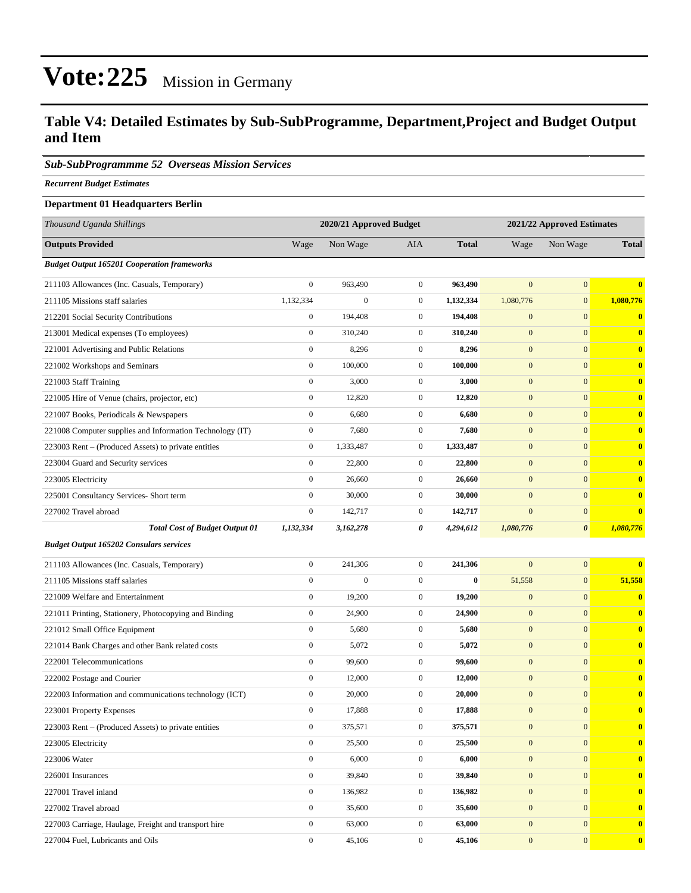# Vote:225 Mission in Germany

## Table V4: Detailed Estimates by Sub-SubProgramme, Department,Project and Budget Output and Item

### *Sub-SubProgrammme 52 Overseas Mission Services*

***Recurrent Budget Estimates***

**Department 01 Headquarters Berlin**

| *Thousand Uganda Shillings* | 2020/21 Approved Budget | | | | 2021/22 Approved Estimates | | |
|---|---|---|---|---|---|---|---|
| **Outputs Provided** | Wage | Non Wage | AIA | **Total** | Wage | Non Wage | **Total** |
| ***Budget Output 165201 Cooperation frameworks*** | | | | | | | |
| 211103 Allowances (Inc. Casuals, Temporary) | 0 | 963,490 | 0 | **963,490** | 0 | 0 | **0** |
| 211105 Missions staff salaries | 1,132,334 | 0 | 0 | **1,132,334** | 1,080,776 | 0 | **1,080,776** |
| 212201 Social Security Contributions | 0 | 194,408 | 0 | **194,408** | 0 | 0 | **0** |
| 213001 Medical expenses (To employees) | 0 | 310,240 | 0 | **310,240** | 0 | 0 | **0** |
| 221001 Advertising and Public Relations | 0 | 8,296 | 0 | **8,296** | 0 | 0 | **0** |
| 221002 Workshops and Seminars | 0 | 100,000 | 0 | **100,000** | 0 | 0 | **0** |
| 221003 Staff Training | 0 | 3,000 | 0 | **3,000** | 0 | 0 | **0** |
| 221005 Hire of Venue (chairs, projector, etc) | 0 | 12,820 | 0 | **12,820** | 0 | 0 | **0** |
| 221007 Books, Periodicals & Newspapers | 0 | 6,680 | 0 | **6,680** | 0 | 0 | **0** |
| 221008 Computer supplies and Information Technology (IT) | 0 | 7,680 | 0 | **7,680** | 0 | 0 | **0** |
| 223003 Rent – (Produced Assets) to private entities | 0 | 1,333,487 | 0 | **1,333,487** | 0 | 0 | **0** |
| 223004 Guard and Security services | 0 | 22,800 | 0 | **22,800** | 0 | 0 | **0** |
| 223005 Electricity | 0 | 26,660 | 0 | **26,660** | 0 | 0 | **0** |
| 225001 Consultancy Services- Short term | 0 | 30,000 | 0 | **30,000** | 0 | 0 | **0** |
| 227002 Travel abroad | 0 | 142,717 | 0 | **142,717** | 0 | 0 | **0** |
| ***Total Cost of Budget Output 01*** | ***1,132,334*** | ***3,162,278*** | ***0*** | ***4,294,612*** | ***1,080,776*** | ***0*** | ***1,080,776*** |
| ***Budget Output 165202 Consulars services*** | | | | | | | |
| 211103 Allowances (Inc. Casuals, Temporary) | 0 | 241,306 | 0 | **241,306** | 0 | 0 | **0** |
| 211105 Missions staff salaries | 0 | 0 | 0 | **0** | 51,558 | 0 | **51,558** |
| 221009 Welfare and Entertainment | 0 | 19,200 | 0 | **19,200** | 0 | 0 | **0** |
| 221011 Printing, Stationery, Photocopying and Binding | 0 | 24,900 | 0 | **24,900** | 0 | 0 | **0** |
| 221012 Small Office Equipment | 0 | 5,680 | 0 | **5,680** | 0 | 0 | **0** |
| 221014 Bank Charges and other Bank related costs | 0 | 5,072 | 0 | **5,072** | 0 | 0 | **0** |
| 222001 Telecommunications | 0 | 99,600 | 0 | **99,600** | 0 | 0 | **0** |
| 222002 Postage and Courier | 0 | 12,000 | 0 | **12,000** | 0 | 0 | **0** |
| 222003 Information and communications technology (ICT) | 0 | 20,000 | 0 | **20,000** | 0 | 0 | **0** |
| 223001 Property Expenses | 0 | 17,888 | 0 | **17,888** | 0 | 0 | **0** |
| 223003 Rent – (Produced Assets) to private entities | 0 | 375,571 | 0 | **375,571** | 0 | 0 | **0** |
| 223005 Electricity | 0 | 25,500 | 0 | **25,500** | 0 | 0 | **0** |
| 223006 Water | 0 | 6,000 | 0 | **6,000** | 0 | 0 | **0** |
| 226001 Insurances | 0 | 39,840 | 0 | **39,840** | 0 | 0 | **0** |
| 227001 Travel inland | 0 | 136,982 | 0 | **136,982** | 0 | 0 | **0** |
| 227002 Travel abroad | 0 | 35,600 | 0 | **35,600** | 0 | 0 | **0** |
| 227003 Carriage, Haulage, Freight and transport hire | 0 | 63,000 | 0 | **63,000** | 0 | 0 | **0** |
| 227004 Fuel, Lubricants and Oils | 0 | 45,106 | 0 | **45,106** | 0 | 0 | **0** |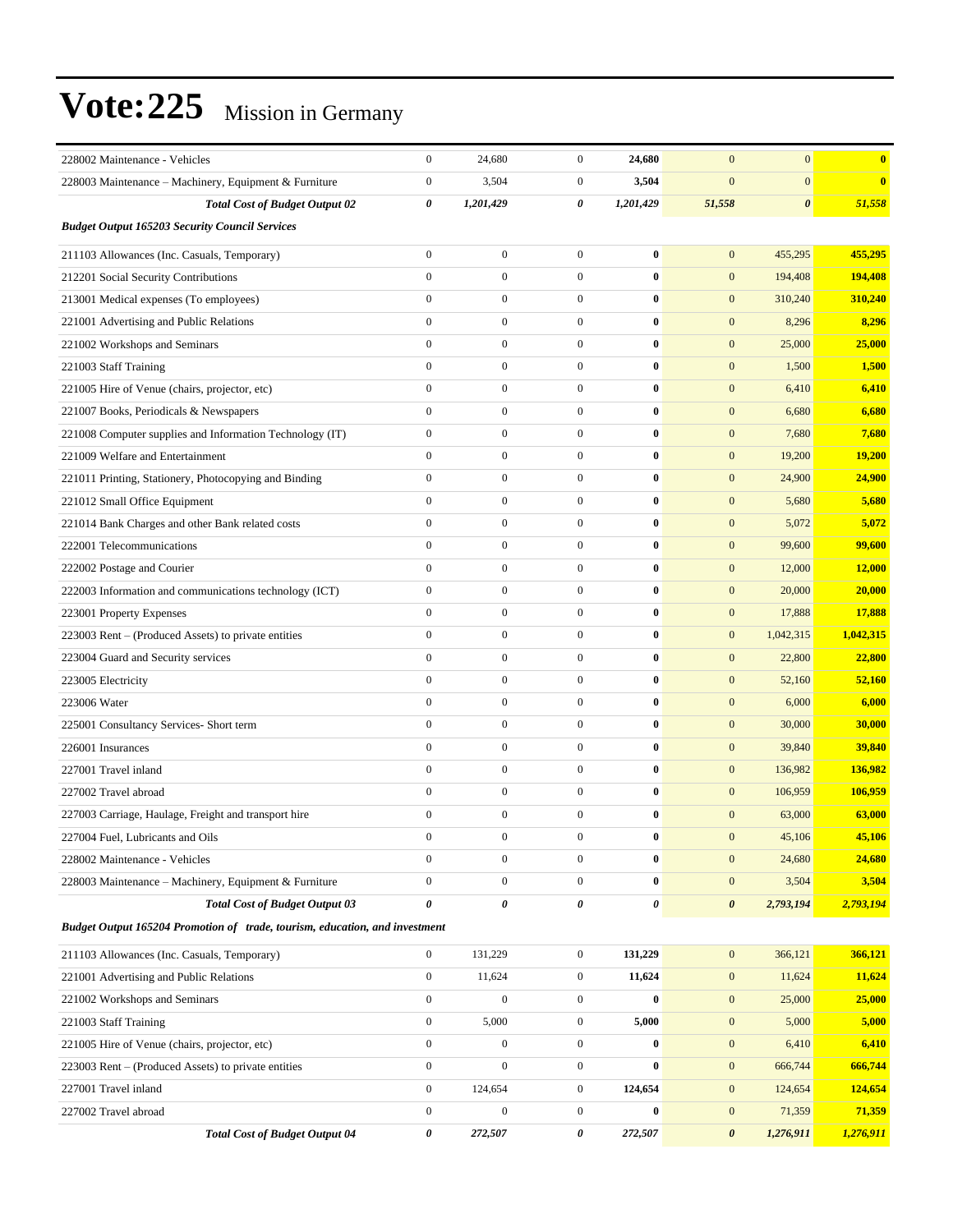# Vote:225 Mission in Germany

| | | | | | | | |
|---|---|---|---|---|---|---|---|
| 228002 Maintenance - Vehicles | 0 | 24,680 | 0 | **24,680** | 0 | 0 | **0** |
| 228003 Maintenance – Machinery, Equipment & Furniture | 0 | 3,504 | 0 | **3,504** | 0 | 0 | **0** |
| ***Total Cost of Budget Output 02*** | ***0*** | ***1,201,429*** | ***0*** | ***1,201,429*** | ***51,558*** | ***0*** | ***51,558*** |
| ***Budget Output 165203 Security Council Services*** | | | | | | | |
| 211103 Allowances (Inc. Casuals, Temporary) | 0 | 0 | 0 | **0** | 0 | 455,295 | **455,295** |
| 212201 Social Security Contributions | 0 | 0 | 0 | **0** | 0 | 194,408 | **194,408** |
| 213001 Medical expenses (To employees) | 0 | 0 | 0 | **0** | 0 | 310,240 | **310,240** |
| 221001 Advertising and Public Relations | 0 | 0 | 0 | **0** | 0 | 8,296 | **8,296** |
| 221002 Workshops and Seminars | 0 | 0 | 0 | **0** | 0 | 25,000 | **25,000** |
| 221003 Staff Training | 0 | 0 | 0 | **0** | 0 | 1,500 | **1,500** |
| 221005 Hire of Venue (chairs, projector, etc) | 0 | 0 | 0 | **0** | 0 | 6,410 | **6,410** |
| 221007 Books, Periodicals & Newspapers | 0 | 0 | 0 | **0** | 0 | 6,680 | **6,680** |
| 221008 Computer supplies and Information Technology (IT) | 0 | 0 | 0 | **0** | 0 | 7,680 | **7,680** |
| 221009 Welfare and Entertainment | 0 | 0 | 0 | **0** | 0 | 19,200 | **19,200** |
| 221011 Printing, Stationery, Photocopying and Binding | 0 | 0 | 0 | **0** | 0 | 24,900 | **24,900** |
| 221012 Small Office Equipment | 0 | 0 | 0 | **0** | 0 | 5,680 | **5,680** |
| 221014 Bank Charges and other Bank related costs | 0 | 0 | 0 | **0** | 0 | 5,072 | **5,072** |
| 222001 Telecommunications | 0 | 0 | 0 | **0** | 0 | 99,600 | **99,600** |
| 222002 Postage and Courier | 0 | 0 | 0 | **0** | 0 | 12,000 | **12,000** |
| 222003 Information and communications technology (ICT) | 0 | 0 | 0 | **0** | 0 | 20,000 | **20,000** |
| 223001 Property Expenses | 0 | 0 | 0 | **0** | 0 | 17,888 | **17,888** |
| 223003 Rent – (Produced Assets) to private entities | 0 | 0 | 0 | **0** | 0 | 1,042,315 | **1,042,315** |
| 223004 Guard and Security services | 0 | 0 | 0 | **0** | 0 | 22,800 | **22,800** |
| 223005 Electricity | 0 | 0 | 0 | **0** | 0 | 52,160 | **52,160** |
| 223006 Water | 0 | 0 | 0 | **0** | 0 | 6,000 | **6,000** |
| 225001 Consultancy Services- Short term | 0 | 0 | 0 | **0** | 0 | 30,000 | **30,000** |
| 226001 Insurances | 0 | 0 | 0 | **0** | 0 | 39,840 | **39,840** |
| 227001 Travel inland | 0 | 0 | 0 | **0** | 0 | 136,982 | **136,982** |
| 227002 Travel abroad | 0 | 0 | 0 | **0** | 0 | 106,959 | **106,959** |
| 227003 Carriage, Haulage, Freight and transport hire | 0 | 0 | 0 | **0** | 0 | 63,000 | **63,000** |
| 227004 Fuel, Lubricants and Oils | 0 | 0 | 0 | **0** | 0 | 45,106 | **45,106** |
| 228002 Maintenance - Vehicles | 0 | 0 | 0 | **0** | 0 | 24,680 | **24,680** |
| 228003 Maintenance – Machinery, Equipment & Furniture | 0 | 0 | 0 | **0** | 0 | 3,504 | **3,504** |
| ***Total Cost of Budget Output 03*** | ***0*** | ***0*** | ***0*** | ***0*** | ***0*** | ***2,793,194*** | ***2,793,194*** |
| ***Budget Output 165204 Promotion of trade, tourism, education, and investment*** | | | | | | | |
| 211103 Allowances (Inc. Casuals, Temporary) | 0 | 131,229 | 0 | **131,229** | 0 | 366,121 | **366,121** |
| 221001 Advertising and Public Relations | 0 | 11,624 | 0 | **11,624** | 0 | 11,624 | **11,624** |
| 221002 Workshops and Seminars | 0 | 0 | 0 | **0** | 0 | 25,000 | **25,000** |
| 221003 Staff Training | 0 | 5,000 | 0 | **5,000** | 0 | 5,000 | **5,000** |
| 221005 Hire of Venue (chairs, projector, etc) | 0 | 0 | 0 | **0** | 0 | 6,410 | **6,410** |
| 223003 Rent – (Produced Assets) to private entities | 0 | 0 | 0 | **0** | 0 | 666,744 | **666,744** |
| 227001 Travel inland | 0 | 124,654 | 0 | **124,654** | 0 | 124,654 | **124,654** |
| 227002 Travel abroad | 0 | 0 | 0 | **0** | 0 | 71,359 | **71,359** |
| ***Total Cost of Budget Output 04*** | ***0*** | ***272,507*** | ***0*** | ***272,507*** | ***0*** | ***1,276,911*** | ***1,276,911*** |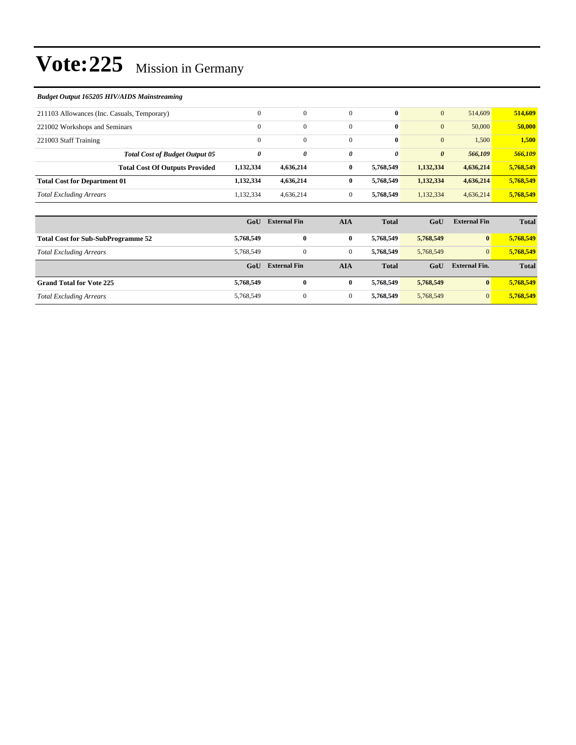# Vote:225 Mission in Germany

***Budget Output 165205 HIV/AIDS Mainstreaming***

| | | | | | | | |
|---|---|---|---|---|---|---|---|
| 211103 Allowances (Inc. Casuals, Temporary) | 0 | 0 | 0 | **0** | 0 | 514,609 | **514,609** |
| 221002 Workshops and Seminars | 0 | 0 | 0 | **0** | 0 | 50,000 | **50,000** |
| 221003 Staff Training | 0 | 0 | 0 | **0** | 0 | 1,500 | **1,500** |
| ***Total Cost of Budget Output 05*** | ***0*** | ***0*** | ***0*** | ***0*** | ***0*** | ***566,109*** | ***566,109*** |
| **Total Cost Of Outputs Provided** | **1,132,334** | **4,636,214** | **0** | **5,768,549** | **1,132,334** | **4,636,214** | **5,768,549** |
| **Total Cost for Department 01** | **1,132,334** | **4,636,214** | **0** | **5,768,549** | **1,132,334** | **4,636,214** | **5,768,549** |
| *Total Excluding Arrears* | 1,132,334 | 4,636,214 | 0 | **5,768,549** | 1,132,334 | 4,636,214 | **5,768,549** |

| | GoU | External Fin | AIA | Total | GoU | External Fin | Total |
|---|---|---|---|---|---|---|---|
| **Total Cost for Sub-SubProgramme 52** | **5,768,549** | **0** | **0** | **5,768,549** | **5,768,549** | **0** | **5,768,549** |
| *Total Excluding Arrears* | 5,768,549 | 0 | 0 | **5,768,549** | 5,768,549 | 0 | **5,768,549** |
| | **GoU** | **External Fin** | **AIA** | **Total** | **GoU** | **External Fin.** | **Total** |
| **Grand Total for Vote 225** | **5,768,549** | **0** | **0** | **5,768,549** | **5,768,549** | **0** | **5,768,549** |
| *Total Excluding Arrears* | 5,768,549 | 0 | 0 | **5,768,549** | 5,768,549 | 0 | **5,768,549** |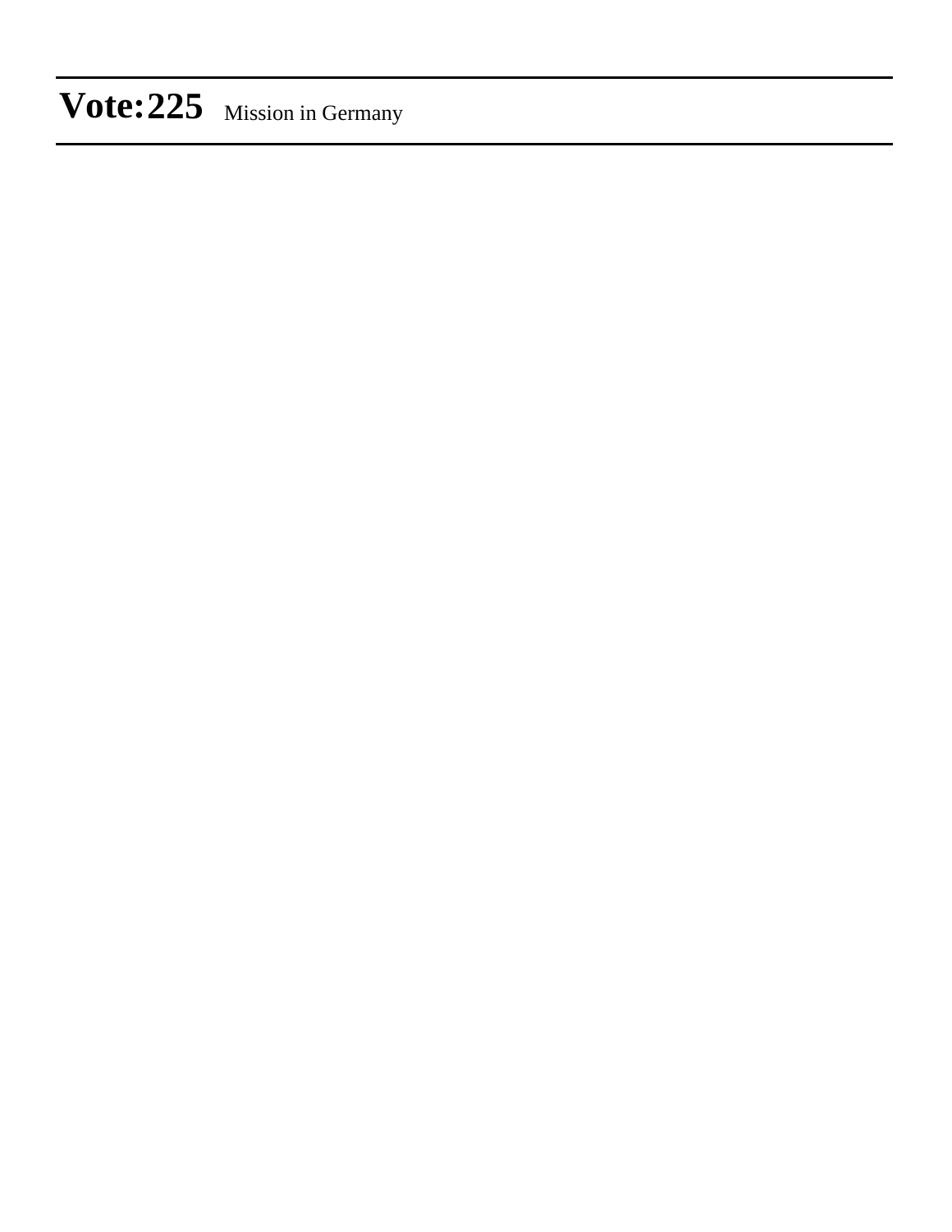# Vote:225 Mission in Germany